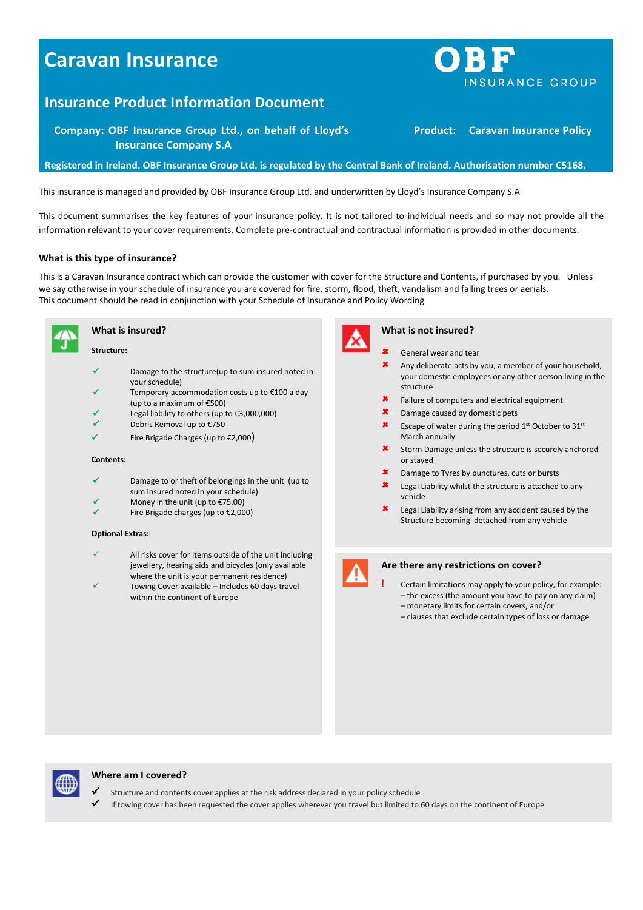# Caravan Insurance

**OBF INSURANCE GROUP**

## Insurance Product Information Document

**Company: OBF Insurance Group Ltd., on behalf of Lloyd's Insurance Company S.A**

**Product: Caravan Insurance Policy**

**Registered in Ireland. OBF Insurance Group Ltd. is regulated by the Central Bank of Ireland. Authorisation number C5168.**

This insurance is managed and provided by OBF Insurance Group Ltd. and underwritten by Lloyd's Insurance Company S.A

This document summarises the key features of your insurance policy. It is not tailored to individual needs and so may not provide all the information relevant to your cover requirements. Complete pre-contractual and contractual information is provided in other documents.

### What is this type of insurance?

This is a Caravan Insurance contract which can provide the customer with cover for the Structure and Contents, if purchased by you. Unless we say otherwise in your schedule of insurance you are covered for fire, storm, flood, theft, vandalism and falling trees or aerials.
This document should be read in conjunction with your Schedule of Insurance and Policy Wording

### What is insured?

**Structure:**

- ✓ Damage to the structure(up to sum insured noted in your schedule)
- ✓ Temporary accommodation costs up to €100 a day (up to a maximum of €500)
- ✓ Legal liability to others (up to €3,000,000)
- ✓ Debris Removal up to €750
- ✓ Fire Brigade Charges (up to €2,000)

**Contents:**

- ✓ Damage to or theft of belongings in the unit (up to sum insured noted in your schedule)
- ✓ Money in the unit (up to €75.00)
- ✓ Fire Brigade charges (up to €2,000)

**Optional Extras:**

- ✓ All risks cover for items outside of the unit including jewellery, hearing aids and bicycles (only available where the unit is your permanent residence)
- ✓ Towing Cover available – Includes 60 days travel within the continent of Europe

### What is not insured?

- ✘ General wear and tear
- ✘ Any deliberate acts by you, a member of your household, your domestic employees or any other person living in the structure
- ✘ Failure of computers and electrical equipment
- ✘ Damage caused by domestic pets
- ✘ Escape of water during the period 1st October to 31st March annually
- ✘ Storm Damage unless the structure is securely anchored or stayed
- ✘ Damage to Tyres by punctures, cuts or bursts
- ✘ Legal Liability whilst the structure is attached to any vehicle
- ✘ Legal Liability arising from any accident caused by the Structure becoming detached from any vehicle

### Are there any restrictions on cover?

! Certain limitations may apply to your policy, for example:
– the excess (the amount you have to pay on any claim)
– monetary limits for certain covers, and/or
– clauses that exclude certain types of loss or damage

### Where am I covered?

- ✓ Structure and contents cover applies at the risk address declared in your policy schedule
- ✓ If towing cover has been requested the cover applies wherever you travel but limited to 60 days on the continent of Europe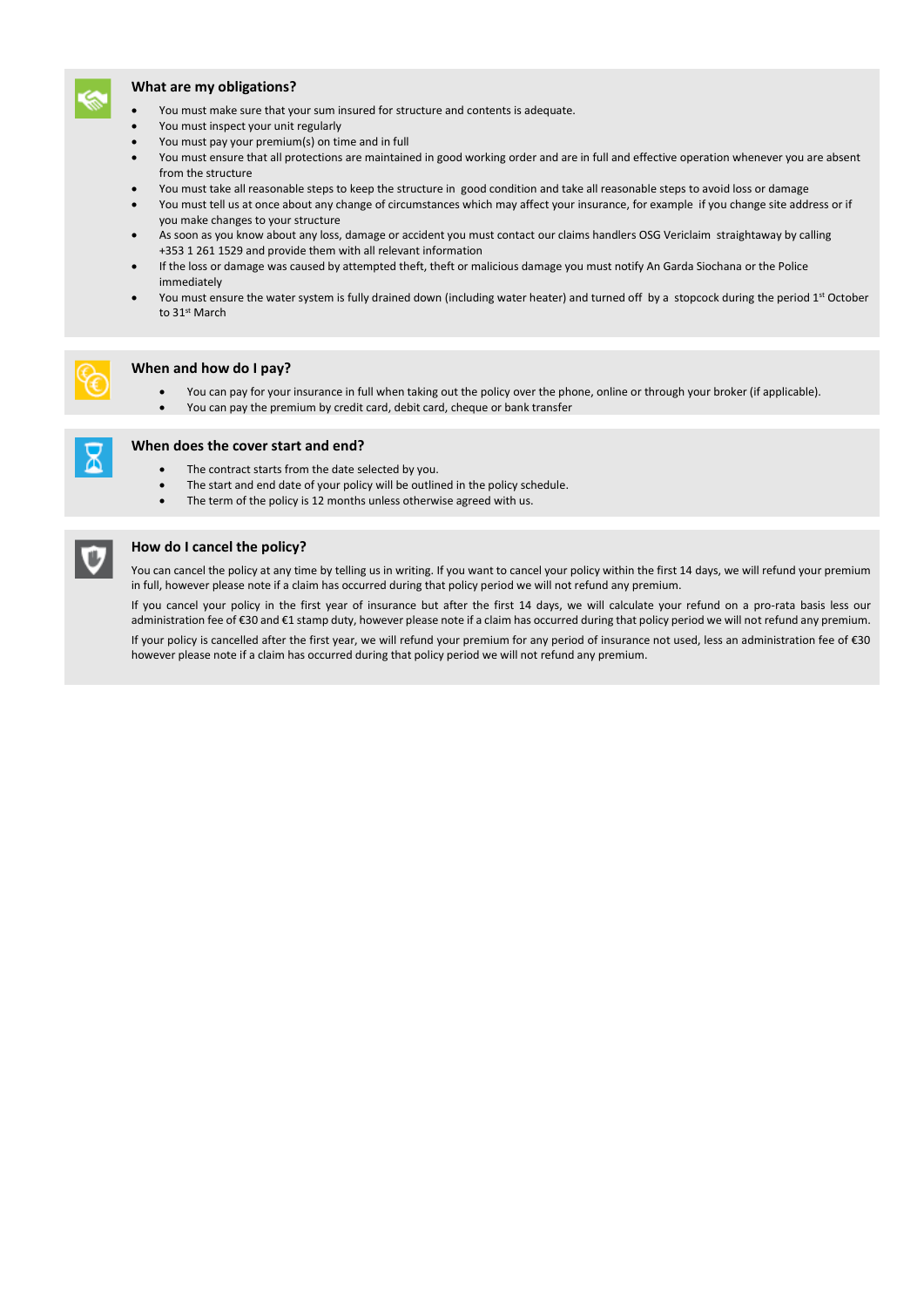## What are my obligations?

- You must make sure that your sum insured for structure and contents is adequate.
- You must inspect your unit regularly
- You must pay your premium(s) on time and in full
- You must ensure that all protections are maintained in good working order and are in full and effective operation whenever you are absent from the structure
- You must take all reasonable steps to keep the structure in good condition and take all reasonable steps to avoid loss or damage
- You must tell us at once about any change of circumstances which may affect your insurance, for example if you change site address or if you make changes to your structure
- As soon as you know about any loss, damage or accident you must contact our claims handlers OSG Vericlaim straightaway by calling +353 1 261 1529 and provide them with all relevant information
- If the loss or damage was caused by attempted theft, theft or malicious damage you must notify An Garda Siochana or the Police immediately
- You must ensure the water system is fully drained down (including water heater) and turned off by a stopcock during the period 1st October to 31st March

## When and how do I pay?

- You can pay for your insurance in full when taking out the policy over the phone, online or through your broker (if applicable).
- You can pay the premium by credit card, debit card, cheque or bank transfer

## When does the cover start and end?

- The contract starts from the date selected by you.
- The start and end date of your policy will be outlined in the policy schedule.
- The term of the policy is 12 months unless otherwise agreed with us.

## How do I cancel the policy?

You can cancel the policy at any time by telling us in writing. If you want to cancel your policy within the first 14 days, we will refund your premium in full, however please note if a claim has occurred during that policy period we will not refund any premium.

If you cancel your policy in the first year of insurance but after the first 14 days, we will calculate your refund on a pro-rata basis less our administration fee of €30 and €1 stamp duty, however please note if a claim has occurred during that policy period we will not refund any premium.

If your policy is cancelled after the first year, we will refund your premium for any period of insurance not used, less an administration fee of €30 however please note if a claim has occurred during that policy period we will not refund any premium.